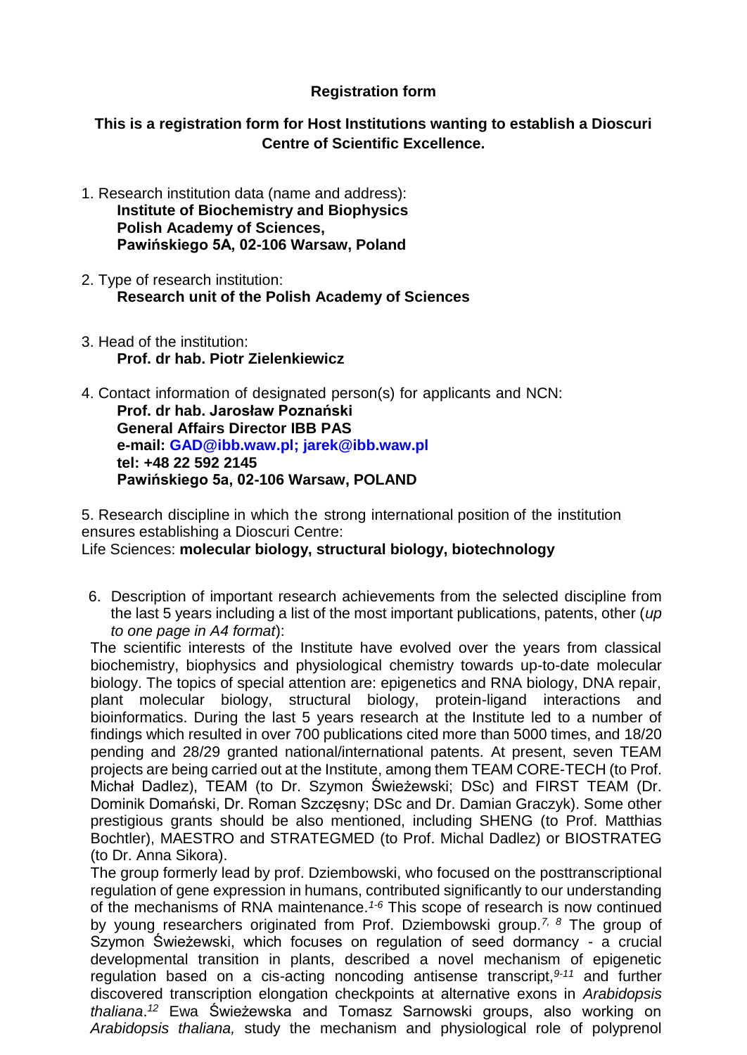**Registration form**

**This is a registration form for Host Institutions wanting to establish a Dioscuri Centre of Scientific Excellence.**

1. Research institution data (name and address):
   **Institute of Biochemistry and Biophysics**
   **Polish Academy of Sciences,**
   **Pawińskiego 5A, 02-106 Warsaw, Poland**

2. Type of research institution:
   **Research unit of the Polish Academy of Sciences**

3. Head of the institution:
   **Prof. dr hab. Piotr Zielenkiewicz**

4. Contact information of designated person(s) for applicants and NCN:
   **Prof. dr hab. Jarosław Poznański**
   **General Affairs Director IBB PAS**
   **e-mail: GAD@ibb.waw.pl; jarek@ibb.waw.pl**
   **tel: +48 22 592 2145**
   **Pawińskiego 5a, 02-106 Warsaw, POLAND**

5. Research discipline in which the strong international position of the institution ensures establishing a Dioscuri Centre:
Life Sciences: **molecular biology, structural biology, biotechnology**

6. Description of important research achievements from the selected discipline from the last 5 years including a list of the most important publications, patents, other (*up to one page in A4 format*):

The scientific interests of the Institute have evolved over the years from classical biochemistry, biophysics and physiological chemistry towards up-to-date molecular biology. The topics of special attention are: epigenetics and RNA biology, DNA repair, plant molecular biology, structural biology, protein-ligand interactions and bioinformatics. During the last 5 years research at the Institute led to a number of findings which resulted in over 700 publications cited more than 5000 times, and 18/20 pending and 28/29 granted national/international patents. At present, seven TEAM projects are being carried out at the Institute, among them TEAM CORE-TECH (to Prof. Michał Dadlez), TEAM (to Dr. Szymon Świeżewski; DSc) and FIRST TEAM (Dr. Dominik Domański, Dr. Roman Szczęsny; DSc and Dr. Damian Graczyk). Some other prestigious grants should be also mentioned, including SHENG (to Prof. Matthias Bochtler), MAESTRO and STRATEGMED (to Prof. Michal Dadlez) or BIOSTRATEG (to Dr. Anna Sikora).

The group formerly lead by prof. Dziembowski, who focused on the posttranscriptional regulation of gene expression in humans, contributed significantly to our understanding of the mechanisms of RNA maintenance.[1-6] This scope of research is now continued by young researchers originated from Prof. Dziembowski group.[7, 8] The group of Szymon Świeżewski, which focuses on regulation of seed dormancy - a crucial developmental transition in plants, described a novel mechanism of epigenetic regulation based on a cis-acting noncoding antisense transcript,[9-11] and further discovered transcription elongation checkpoints at alternative exons in *Arabidopsis thaliana*.[12] Ewa Świeżewska and Tomasz Sarnowski groups, also working on *Arabidopsis thaliana,* study the mechanism and physiological role of polyprenol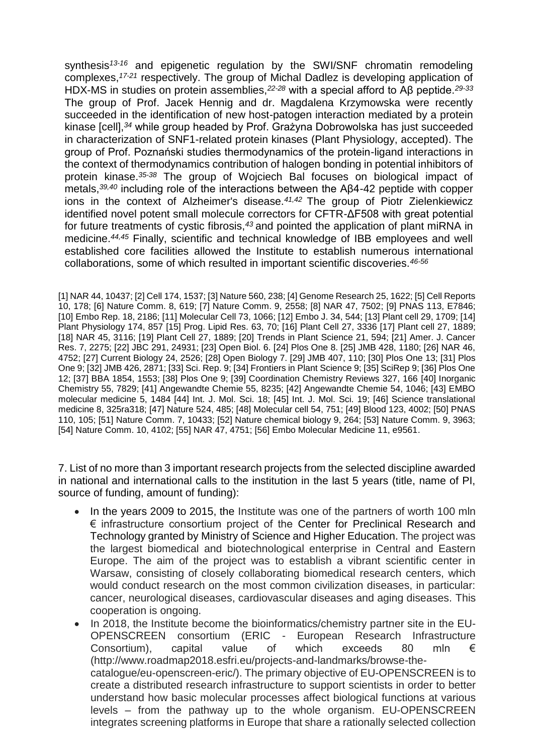synthesis[13-16] and epigenetic regulation by the SWI/SNF chromatin remodeling complexes,[17-21] respectively. The group of Michal Dadlez is developing application of HDX-MS in studies on protein assemblies,[22-28] with a special afford to Aβ peptide.[29-33] The group of Prof. Jacek Hennig and dr. Magdalena Krzymowska were recently succeeded in the identification of new host-patogen interaction mediated by a protein kinase [cell],[34] while group headed by Prof. Grażyna Dobrowolska has just succeeded in characterization of SNF1-related protein kinases (Plant Physiology, accepted). The group of Prof. Poznański studies thermodynamics of the protein-ligand interactions in the context of thermodynamics contribution of halogen bonding in potential inhibitors of protein kinase.[35-38] The group of Wojciech Bal focuses on biological impact of metals,[39,40] including role of the interactions between the Aβ4-42 peptide with copper ions in the context of Alzheimer's disease.[41,42] The group of Piotr Zielenkiewicz identified novel potent small molecule correctors for CFTR-ΔF508 with great potential for future treatments of cystic fibrosis,[43] and pointed the application of plant miRNA in medicine.[44,45] Finally, scientific and technical knowledge of IBB employees and well established core facilities allowed the Institute to establish numerous international collaborations, some of which resulted in important scientific discoveries.[46-56]

[1] NAR 44, 10437; [2] Cell 174, 1537; [3] Nature 560, 238; [4] Genome Research 25, 1622; [5] Cell Reports 10, 178; [6] Nature Comm. 8, 619; [7] Nature Comm. 9, 2558; [8] NAR 47, 7502; [9] PNAS 113, E7846; [10] Embo Rep. 18, 2186; [11] Molecular Cell 73, 1066; [12] Embo J. 34, 544; [13] Plant cell 29, 1709; [14] Plant Physiology 174, 857 [15] Prog. Lipid Res. 63, 70; [16] Plant Cell 27, 3336 [17] Plant cell 27, 1889; [18] NAR 45, 3116; [19] Plant Cell 27, 1889; [20] Trends in Plant Science 21, 594; [21] Amer. J. Cancer Res. 7, 2275; [22] JBC 291, 24931; [23] Open Biol. 6. [24] Plos One 8. [25] JMB 428, 1180; [26] NAR 46, 4752; [27] Current Biology 24, 2526; [28] Open Biology 7. [29] JMB 407, 110; [30] Plos One 13; [31] Plos One 9; [32] JMB 426, 2871; [33] Sci. Rep. 9; [34] Frontiers in Plant Science 9; [35] SciRep 9; [36] Plos One 12; [37] BBA 1854, 1553; [38] Plos One 9; [39] Coordination Chemistry Reviews 327, 166 [40] Inorganic Chemistry 55, 7829; [41] Angewandte Chemie 55, 8235; [42] Angewandte Chemie 54, 1046; [43] EMBO molecular medicine 5, 1484 [44] Int. J. Mol. Sci. 18; [45] Int. J. Mol. Sci. 19; [46] Science translational medicine 8, 325ra318; [47] Nature 524, 485; [48] Molecular cell 54, 751; [49] Blood 123, 4002; [50] PNAS 110, 105; [51] Nature Comm. 7, 10433; [52] Nature chemical biology 9, 264; [53] Nature Comm. 9, 3963; [54] Nature Comm. 10, 4102; [55] NAR 47, 4751; [56] Embo Molecular Medicine 11, e9561.

7. List of no more than 3 important research projects from the selected discipline awarded in national and international calls to the institution in the last 5 years (title, name of PI, source of funding, amount of funding):

- In the years 2009 to 2015, the Institute was one of the partners of worth 100 mln € infrastructure consortium project of the Center for Preclinical Research and Technology granted by Ministry of Science and Higher Education. The project was the largest biomedical and biotechnological enterprise in Central and Eastern Europe. The aim of the project was to establish a vibrant scientific center in Warsaw, consisting of closely collaborating biomedical research centers, which would conduct research on the most common civilization diseases, in particular: cancer, neurological diseases, cardiovascular diseases and aging diseases. This cooperation is ongoing.
- In 2018, the Institute become the bioinformatics/chemistry partner site in the EU-OPENSCREEN consortium (ERIC - European Research Infrastructure Consortium), capital value of which exceeds 80 mln € (http://www.roadmap2018.esfri.eu/projects-and-landmarks/browse-the-catalogue/eu-openscreen-eric/). The primary objective of EU-OPENSCREEN is to create a distributed research infrastructure to support scientists in order to better understand how basic molecular processes affect biological functions at various levels – from the pathway up to the whole organism. EU-OPENSCREEN integrates screening platforms in Europe that share a rationally selected collection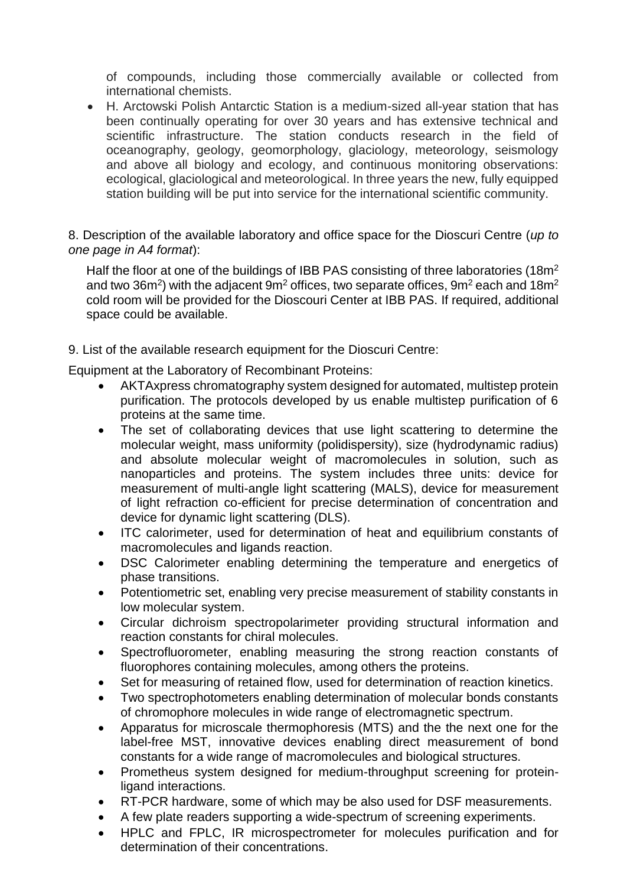of compounds, including those commercially available or collected from international chemists.

- H. Arctowski Polish Antarctic Station is a medium-sized all-year station that has been continually operating for over 30 years and has extensive technical and scientific infrastructure. The station conducts research in the field of oceanography, geology, geomorphology, glaciology, meteorology, seismology and above all biology and ecology, and continuous monitoring observations: ecological, glaciological and meteorological. In three years the new, fully equipped station building will be put into service for the international scientific community.

8. Description of the available laboratory and office space for the Dioscuri Centre (*up to one page in A4 format*):

Half the floor at one of the buildings of IBB PAS consisting of three laboratories (18m$^2$ and two 36m$^2$) with the adjacent 9m$^2$ offices, two separate offices, 9m$^2$ each and 18m$^2$ cold room will be provided for the Dioscouri Center at IBB PAS. If required, additional space could be available.

9. List of the available research equipment for the Dioscuri Centre:

Equipment at the Laboratory of Recombinant Proteins:

- AKTAxpress chromatography system designed for automated, multistep protein purification. The protocols developed by us enable multistep purification of 6 proteins at the same time.
- The set of collaborating devices that use light scattering to determine the molecular weight, mass uniformity (polidispersity), size (hydrodynamic radius) and absolute molecular weight of macromolecules in solution, such as nanoparticles and proteins. The system includes three units: device for measurement of multi-angle light scattering (MALS), device for measurement of light refraction co-efficient for precise determination of concentration and device for dynamic light scattering (DLS).
- ITC calorimeter, used for determination of heat and equilibrium constants of macromolecules and ligands reaction.
- DSC Calorimeter enabling determining the temperature and energetics of phase transitions.
- Potentiometric set, enabling very precise measurement of stability constants in low molecular system.
- Circular dichroism spectropolarimeter providing structural information and reaction constants for chiral molecules.
- Spectrofluorometer, enabling measuring the strong reaction constants of fluorophores containing molecules, among others the proteins.
- Set for measuring of retained flow, used for determination of reaction kinetics.
- Two spectrophotometers enabling determination of molecular bonds constants of chromophore molecules in wide range of electromagnetic spectrum.
- Apparatus for microscale thermophoresis (MTS) and the the next one for the label-free MST, innovative devices enabling direct measurement of bond constants for a wide range of macromolecules and biological structures.
- Prometheus system designed for medium-throughput screening for protein-ligand interactions.
- RT-PCR hardware, some of which may be also used for DSF measurements.
- A few plate readers supporting a wide-spectrum of screening experiments.
- HPLC and FPLC, IR microspectrometer for molecules purification and for determination of their concentrations.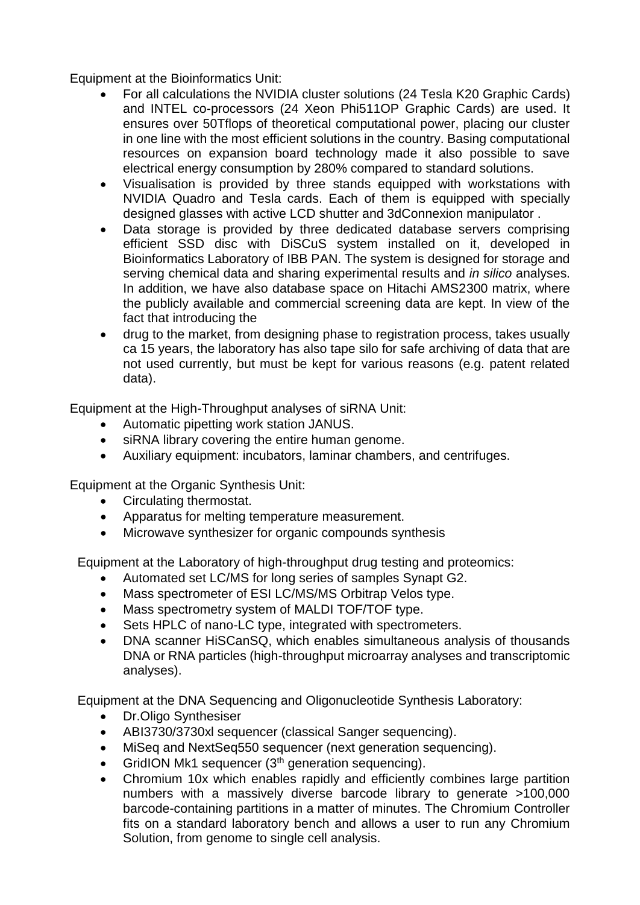Equipment at the Bioinformatics Unit:

- For all calculations the NVIDIA cluster solutions (24 Tesla K20 Graphic Cards) and INTEL co-processors (24 Xeon Phi511OP Graphic Cards) are used. It ensures over 50Tflops of theoretical computational power, placing our cluster in one line with the most efficient solutions in the country. Basing computational resources on expansion board technology made it also possible to save electrical energy consumption by 280% compared to standard solutions.
- Visualisation is provided by three stands equipped with workstations with NVIDIA Quadro and Tesla cards. Each of them is equipped with specially designed glasses with active LCD shutter and 3dConnexion manipulator .
- Data storage is provided by three dedicated database servers comprising efficient SSD disc with DiSCuS system installed on it, developed in Bioinformatics Laboratory of IBB PAN. The system is designed for storage and serving chemical data and sharing experimental results and *in silico* analyses. In addition, we have also database space on Hitachi AMS2300 matrix, where the publicly available and commercial screening data are kept. In view of the fact that introducing the
- drug to the market, from designing phase to registration process, takes usually ca 15 years, the laboratory has also tape silo for safe archiving of data that are not used currently, but must be kept for various reasons (e.g. patent related data).

Equipment at the High-Throughput analyses of siRNA Unit:

- Automatic pipetting work station JANUS.
- siRNA library covering the entire human genome.
- Auxiliary equipment: incubators, laminar chambers, and centrifuges.

Equipment at the Organic Synthesis Unit:

- Circulating thermostat.
- Apparatus for melting temperature measurement.
- Microwave synthesizer for organic compounds synthesis

Equipment at the Laboratory of high-throughput drug testing and proteomics:

- Automated set LC/MS for long series of samples Synapt G2.
- Mass spectrometer of ESI LC/MS/MS Orbitrap Velos type.
- Mass spectrometry system of MALDI TOF/TOF type.
- Sets HPLC of nano-LC type, integrated with spectrometers.
- DNA scanner HiSCanSQ, which enables simultaneous analysis of thousands DNA or RNA particles (high-throughput microarray analyses and transcriptomic analyses).

Equipment at the DNA Sequencing and Oligonucleotide Synthesis Laboratory:

- Dr.Oligo Synthesiser
- ABI3730/3730xl sequencer (classical Sanger sequencing).
- MiSeq and NextSeq550 sequencer (next generation sequencing).
- GridION Mk1 sequencer (3$^{th}$ generation sequencing).
- Chromium 10x which enables rapidly and efficiently combines large partition numbers with a massively diverse barcode library to generate >100,000 barcode-containing partitions in a matter of minutes. The Chromium Controller fits on a standard laboratory bench and allows a user to run any Chromium Solution, from genome to single cell analysis.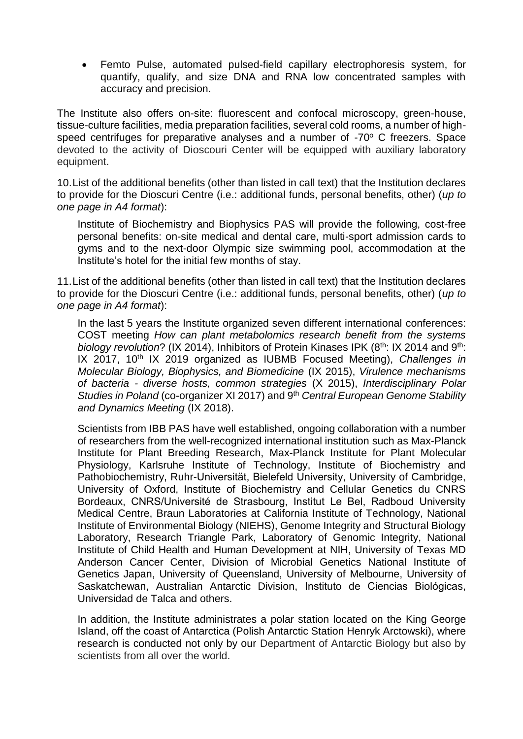- Femto Pulse, automated pulsed-field capillary electrophoresis system, for quantify, qualify, and size DNA and RNA low concentrated samples with accuracy and precision.

The Institute also offers on-site: fluorescent and confocal microscopy, green-house, tissue-culture facilities, media preparation facilities, several cold rooms, a number of high-speed centrifuges for preparative analyses and a number of -70$^{o}$ C freezers. Space devoted to the activity of Dioscouri Center will be equipped with auxiliary laboratory equipment.

10. List of the additional benefits (other than listed in call text) that the Institution declares to provide for the Dioscuri Centre (i.e.: additional funds, personal benefits, other) (*up to one page in A4 format*):

Institute of Biochemistry and Biophysics PAS will provide the following, cost-free personal benefits: on-site medical and dental care, multi-sport admission cards to gyms and to the next-door Olympic size swimming pool, accommodation at the Institute's hotel for the initial few months of stay.

11. List of the additional benefits (other than listed in call text) that the Institution declares to provide for the Dioscuri Centre (i.e.: additional funds, personal benefits, other) (*up to one page in A4 format*):

In the last 5 years the Institute organized seven different international conferences: COST meeting *How can plant metabolomics research benefit from the systems biology revolution*? (IX 2014), Inhibitors of Protein Kinases IPK (8th: IX 2014 and 9th: IX 2017, 10th IX 2019 organized as IUBMB Focused Meeting), *Challenges in Molecular Biology, Biophysics, and Biomedicine* (IX 2015), *Virulence mechanisms of bacteria - diverse hosts, common strategies* (X 2015), *Interdisciplinary Polar Studies in Poland* (co-organizer XI 2017) and 9th *Central European Genome Stability and Dynamics Meeting* (IX 2018).

Scientists from IBB PAS have well established, ongoing collaboration with a number of researchers from the well-recognized international institution such as Max-Planck Institute for Plant Breeding Research, Max-Planck Institute for Plant Molecular Physiology, Karlsruhe Institute of Technology, Institute of Biochemistry and Pathobiochemistry, Ruhr-Universität, Bielefeld University, University of Cambridge, University of Oxford, Institute of Biochemistry and Cellular Genetics du CNRS Bordeaux, CNRS/Université de Strasbourg, Institut Le Bel, Radboud University Medical Centre, Braun Laboratories at California Institute of Technology, National Institute of Environmental Biology (NIEHS), Genome Integrity and Structural Biology Laboratory, Research Triangle Park, Laboratory of Genomic Integrity, National Institute of Child Health and Human Development at NIH, University of Texas MD Anderson Cancer Center, Division of Microbial Genetics National Institute of Genetics Japan, University of Queensland, University of Melbourne, University of Saskatchewan, Australian Antarctic Division, Instituto de Ciencias Biológicas, Universidad de Talca and others.

In addition, the Institute administrates a polar station located on the King George Island, off the coast of Antarctica (Polish Antarctic Station Henryk Arctowski), where research is conducted not only by our Department of Antarctic Biology but also by scientists from all over the world.